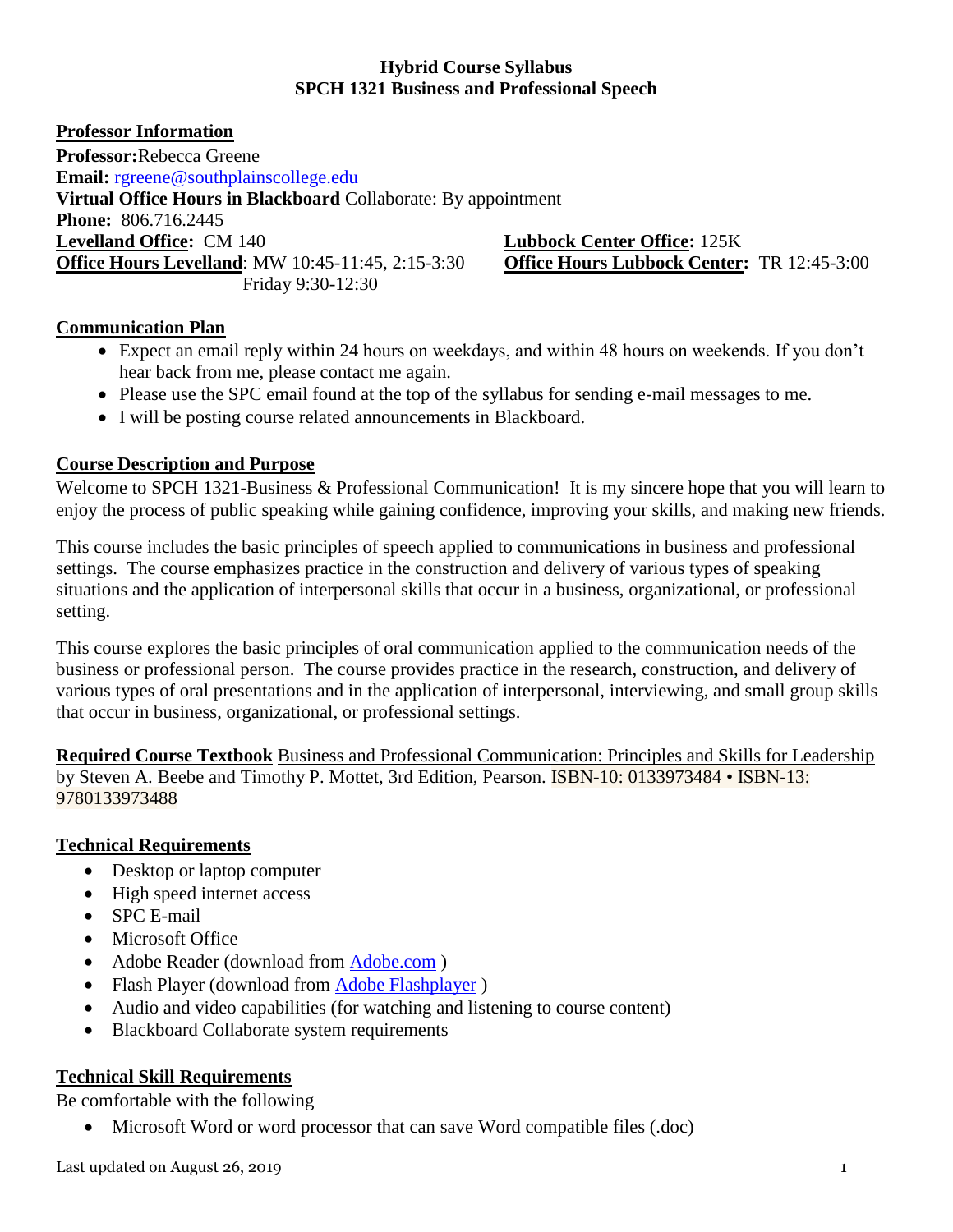**Hybrid Course Syllabus**
**SPCH 1321 Business and Professional Speech**

## Professor Information

**Professor:** Rebecca Greene
**Email:** rgreene@southplainscollege.edu
**Virtual Office Hours in Blackboard** Collaborate: By appointment
**Phone:** 806.716.2445
**Levelland Office:** CM 140
**Office Hours Levelland**: MW 10:45-11:45, 2:15-3:30
Friday 9:30-12:30
**Lubbock Center Office:** 125K
**Office Hours Lubbock Center:** TR 12:45-3:00

## Communication Plan

- Expect an email reply within 24 hours on weekdays, and within 48 hours on weekends. If you don't hear back from me, please contact me again.
- Please use the SPC email found at the top of the syllabus for sending e-mail messages to me.
- I will be posting course related announcements in Blackboard.

## Course Description and Purpose

Welcome to SPCH 1321-Business & Professional Communication! It is my sincere hope that you will learn to enjoy the process of public speaking while gaining confidence, improving your skills, and making new friends.

This course includes the basic principles of speech applied to communications in business and professional settings. The course emphasizes practice in the construction and delivery of various types of speaking situations and the application of interpersonal skills that occur in a business, organizational, or professional setting.

This course explores the basic principles of oral communication applied to the communication needs of the business or professional person. The course provides practice in the research, construction, and delivery of various types of oral presentations and in the application of interpersonal, interviewing, and small group skills that occur in business, organizational, or professional settings.

**Required Course Textbook** Business and Professional Communication: Principles and Skills for Leadership by Steven A. Beebe and Timothy P. Mottet, 3rd Edition, Pearson. ISBN-10: 0133973484 • ISBN-13: 9780133973488

## Technical Requirements

- Desktop or laptop computer
- High speed internet access
- SPC E-mail
- Microsoft Office
- Adobe Reader (download from Adobe.com )
- Flash Player (download from Adobe Flashplayer )
- Audio and video capabilities (for watching and listening to course content)
- Blackboard Collaborate system requirements

## Technical Skill Requirements

Be comfortable with the following

- Microsoft Word or word processor that can save Word compatible files (.doc)

Last updated on August 26, 2019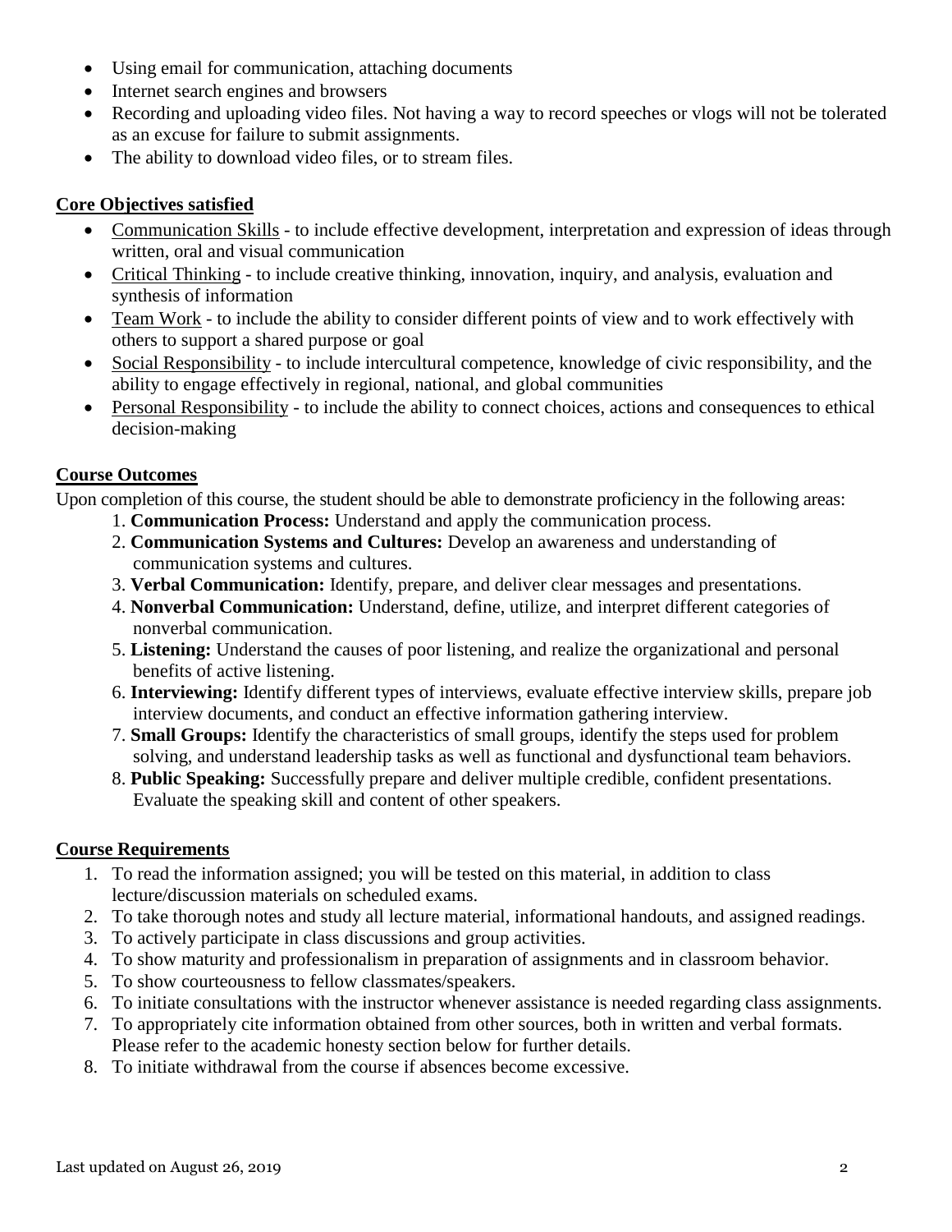- Using email for communication, attaching documents
- Internet search engines and browsers
- Recording and uploading video files. Not having a way to record speeches or vlogs will not be tolerated as an excuse for failure to submit assignments.
- The ability to download video files, or to stream files.

## Core Objectives satisfied

- Communication Skills - to include effective development, interpretation and expression of ideas through written, oral and visual communication
- Critical Thinking - to include creative thinking, innovation, inquiry, and analysis, evaluation and synthesis of information
- Team Work - to include the ability to consider different points of view and to work effectively with others to support a shared purpose or goal
- Social Responsibility - to include intercultural competence, knowledge of civic responsibility, and the ability to engage effectively in regional, national, and global communities
- Personal Responsibility - to include the ability to connect choices, actions and consequences to ethical decision-making

## Course Outcomes

Upon completion of this course, the student should be able to demonstrate proficiency in the following areas:

1. **Communication Process:** Understand and apply the communication process.
2. **Communication Systems and Cultures:** Develop an awareness and understanding of communication systems and cultures.
3. **Verbal Communication:** Identify, prepare, and deliver clear messages and presentations.
4. **Nonverbal Communication:** Understand, define, utilize, and interpret different categories of nonverbal communication.
5. **Listening:** Understand the causes of poor listening, and realize the organizational and personal benefits of active listening.
6. **Interviewing:** Identify different types of interviews, evaluate effective interview skills, prepare job interview documents, and conduct an effective information gathering interview.
7. **Small Groups:** Identify the characteristics of small groups, identify the steps used for problem solving, and understand leadership tasks as well as functional and dysfunctional team behaviors.
8. **Public Speaking:** Successfully prepare and deliver multiple credible, confident presentations. Evaluate the speaking skill and content of other speakers.

## Course Requirements

1. To read the information assigned; you will be tested on this material, in addition to class lecture/discussion materials on scheduled exams.
2. To take thorough notes and study all lecture material, informational handouts, and assigned readings.
3. To actively participate in class discussions and group activities.
4. To show maturity and professionalism in preparation of assignments and in classroom behavior.
5. To show courteousness to fellow classmates/speakers.
6. To initiate consultations with the instructor whenever assistance is needed regarding class assignments.
7. To appropriately cite information obtained from other sources, both in written and verbal formats. Please refer to the academic honesty section below for further details.
8. To initiate withdrawal from the course if absences become excessive.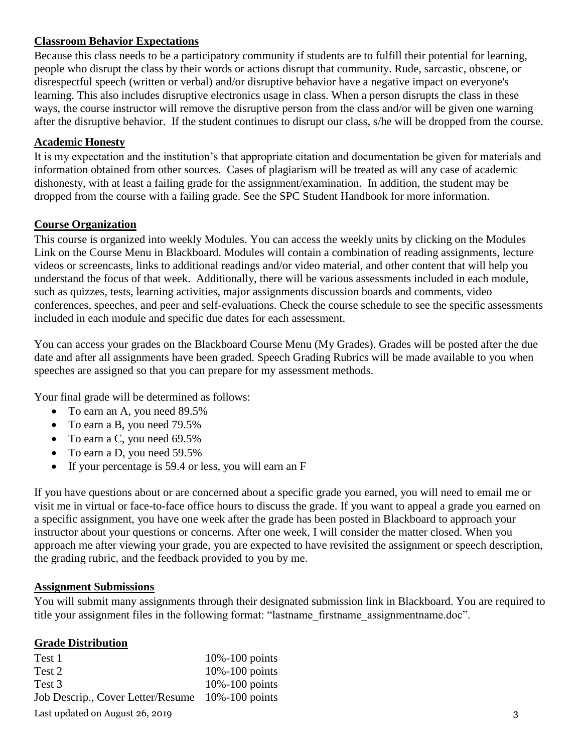## Classroom Behavior Expectations

Because this class needs to be a participatory community if students are to fulfill their potential for learning, people who disrupt the class by their words or actions disrupt that community. Rude, sarcastic, obscene, or disrespectful speech (written or verbal) and/or disruptive behavior have a negative impact on everyone's learning. This also includes disruptive electronics usage in class. When a person disrupts the class in these ways, the course instructor will remove the disruptive person from the class and/or will be given one warning after the disruptive behavior. If the student continues to disrupt our class, s/he will be dropped from the course.

## Academic Honesty

It is my expectation and the institution's that appropriate citation and documentation be given for materials and information obtained from other sources. Cases of plagiarism will be treated as will any case of academic dishonesty, with at least a failing grade for the assignment/examination. In addition, the student may be dropped from the course with a failing grade. See the SPC Student Handbook for more information.

## Course Organization

This course is organized into weekly Modules. You can access the weekly units by clicking on the Modules Link on the Course Menu in Blackboard. Modules will contain a combination of reading assignments, lecture videos or screencasts, links to additional readings and/or video material, and other content that will help you understand the focus of that week. Additionally, there will be various assessments included in each module, such as quizzes, tests, learning activities, major assignments discussion boards and comments, video conferences, speeches, and peer and self-evaluations. Check the course schedule to see the specific assessments included in each module and specific due dates for each assessment.

You can access your grades on the Blackboard Course Menu (My Grades). Grades will be posted after the due date and after all assignments have been graded. Speech Grading Rubrics will be made available to you when speeches are assigned so that you can prepare for my assessment methods.

Your final grade will be determined as follows:

- To earn an A, you need 89.5%
- To earn a B, you need 79.5%
- To earn a C, you need 69.5%
- To earn a D, you need 59.5%
- If your percentage is 59.4 or less, you will earn an F

If you have questions about or are concerned about a specific grade you earned, you will need to email me or visit me in virtual or face-to-face office hours to discuss the grade. If you want to appeal a grade you earned on a specific assignment, you have one week after the grade has been posted in Blackboard to approach your instructor about your questions or concerns. After one week, I will consider the matter closed. When you approach me after viewing your grade, you are expected to have revisited the assignment or speech description, the grading rubric, and the feedback provided to you by me.

## Assignment Submissions

You will submit many assignments through their designated submission link in Blackboard. You are required to title your assignment files in the following format: "lastname_firstname_assignmentname.doc".

## Grade Distribution

| | |
|---|---|
| Test 1 | 10%-100 points |
| Test 2 | 10%-100 points |
| Test 3 | 10%-100 points |
| Job Descrip., Cover Letter/Resume | 10%-100 points |

Last updated on August 26, 2019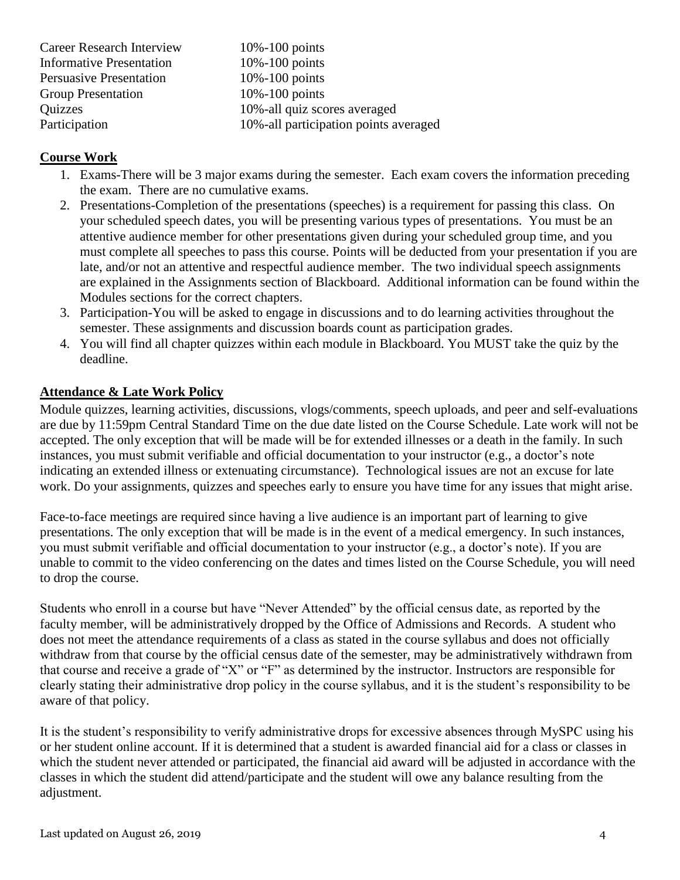| | |
|---|---|
| Career Research Interview | 10%-100 points |
| Informative Presentation | 10%-100 points |
| Persuasive Presentation | 10%-100 points |
| Group Presentation | 10%-100 points |
| Quizzes | 10%-all quiz scores averaged |
| Participation | 10%-all participation points averaged |

## Course Work

1. Exams-There will be 3 major exams during the semester. Each exam covers the information preceding the exam. There are no cumulative exams.
2. Presentations-Completion of the presentations (speeches) is a requirement for passing this class. On your scheduled speech dates, you will be presenting various types of presentations. You must be an attentive audience member for other presentations given during your scheduled group time, and you must complete all speeches to pass this course. Points will be deducted from your presentation if you are late, and/or not an attentive and respectful audience member. The two individual speech assignments are explained in the Assignments section of Blackboard. Additional information can be found within the Modules sections for the correct chapters.
3. Participation-You will be asked to engage in discussions and to do learning activities throughout the semester. These assignments and discussion boards count as participation grades.
4. You will find all chapter quizzes within each module in Blackboard. You MUST take the quiz by the deadline.

## Attendance & Late Work Policy

Module quizzes, learning activities, discussions, vlogs/comments, speech uploads, and peer and self-evaluations are due by 11:59pm Central Standard Time on the due date listed on the Course Schedule. Late work will not be accepted. The only exception that will be made will be for extended illnesses or a death in the family. In such instances, you must submit verifiable and official documentation to your instructor (e.g., a doctor's note indicating an extended illness or extenuating circumstance). Technological issues are not an excuse for late work. Do your assignments, quizzes and speeches early to ensure you have time for any issues that might arise.

Face-to-face meetings are required since having a live audience is an important part of learning to give presentations. The only exception that will be made is in the event of a medical emergency. In such instances, you must submit verifiable and official documentation to your instructor (e.g., a doctor's note). If you are unable to commit to the video conferencing on the dates and times listed on the Course Schedule, you will need to drop the course.

Students who enroll in a course but have "Never Attended" by the official census date, as reported by the faculty member, will be administratively dropped by the Office of Admissions and Records. A student who does not meet the attendance requirements of a class as stated in the course syllabus and does not officially withdraw from that course by the official census date of the semester, may be administratively withdrawn from that course and receive a grade of "X" or "F" as determined by the instructor. Instructors are responsible for clearly stating their administrative drop policy in the course syllabus, and it is the student's responsibility to be aware of that policy.

It is the student's responsibility to verify administrative drops for excessive absences through MySPC using his or her student online account. If it is determined that a student is awarded financial aid for a class or classes in which the student never attended or participated, the financial aid award will be adjusted in accordance with the classes in which the student did attend/participate and the student will owe any balance resulting from the adjustment.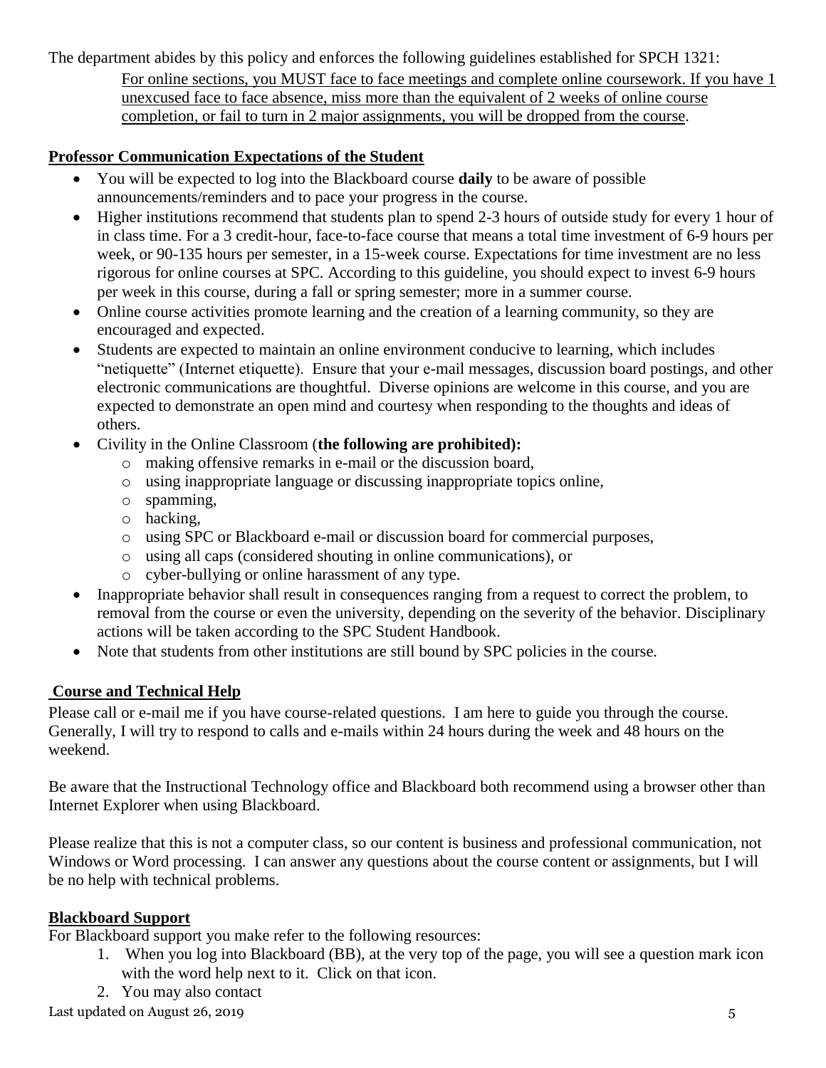The department abides by this policy and enforces the following guidelines established for SPCH 1321:

> <u>For online sections, you MUST face to face meetings and complete online coursework. If you have 1 unexcused face to face absence, miss more than the equivalent of 2 weeks of online course completion, or fail to turn in 2 major assignments, you will be dropped from the course</u>.

## Professor Communication Expectations of the Student

- You will be expected to log into the Blackboard course **daily** to be aware of possible announcements/reminders and to pace your progress in the course.
- Higher institutions recommend that students plan to spend 2-3 hours of outside study for every 1 hour of in class time. For a 3 credit-hour, face-to-face course that means a total time investment of 6-9 hours per week, or 90-135 hours per semester, in a 15-week course. Expectations for time investment are no less rigorous for online courses at SPC. According to this guideline, you should expect to invest 6-9 hours per week in this course, during a fall or spring semester; more in a summer course.
- Online course activities promote learning and the creation of a learning community, so they are encouraged and expected.
- Students are expected to maintain an online environment conducive to learning, which includes "netiquette" (Internet etiquette). Ensure that your e-mail messages, discussion board postings, and other electronic communications are thoughtful. Diverse opinions are welcome in this course, and you are expected to demonstrate an open mind and courtesy when responding to the thoughts and ideas of others.
- Civility in the Online Classroom (**the following are prohibited):**
  - making offensive remarks in e-mail or the discussion board,
  - using inappropriate language or discussing inappropriate topics online,
  - spamming,
  - hacking,
  - using SPC or Blackboard e-mail or discussion board for commercial purposes,
  - using all caps (considered shouting in online communications), or
  - cyber-bullying or online harassment of any type.
- Inappropriate behavior shall result in consequences ranging from a request to correct the problem, to removal from the course or even the university, depending on the severity of the behavior. Disciplinary actions will be taken according to the SPC Student Handbook.
- Note that students from other institutions are still bound by SPC policies in the course.

## Course and Technical Help

Please call or e-mail me if you have course-related questions. I am here to guide you through the course. Generally, I will try to respond to calls and e-mails within 24 hours during the week and 48 hours on the weekend.

Be aware that the Instructional Technology office and Blackboard both recommend using a browser other than Internet Explorer when using Blackboard.

Please realize that this is not a computer class, so our content is business and professional communication, not Windows or Word processing. I can answer any questions about the course content or assignments, but I will be no help with technical problems.

## Blackboard Support

For Blackboard support you make refer to the following resources:

1. When you log into Blackboard (BB), at the very top of the page, you will see a question mark icon with the word help next to it. Click on that icon.
2. You may also contact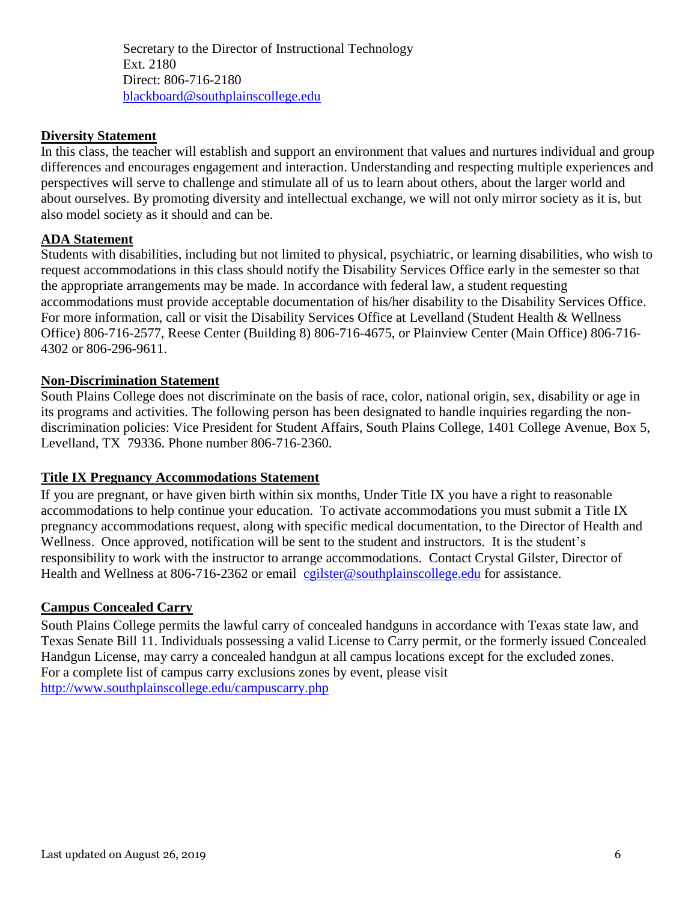Secretary to the Director of Instructional Technology
Ext. 2180
Direct: 806-716-2180
blackboard@southplainscollege.edu

**Diversity Statement**

In this class, the teacher will establish and support an environment that values and nurtures individual and group differences and encourages engagement and interaction. Understanding and respecting multiple experiences and perspectives will serve to challenge and stimulate all of us to learn about others, about the larger world and about ourselves. By promoting diversity and intellectual exchange, we will not only mirror society as it is, but also model society as it should and can be.

**ADA Statement**

Students with disabilities, including but not limited to physical, psychiatric, or learning disabilities, who wish to request accommodations in this class should notify the Disability Services Office early in the semester so that the appropriate arrangements may be made. In accordance with federal law, a student requesting accommodations must provide acceptable documentation of his/her disability to the Disability Services Office. For more information, call or visit the Disability Services Office at Levelland (Student Health & Wellness Office) 806-716-2577, Reese Center (Building 8) 806-716-4675, or Plainview Center (Main Office) 806-716-4302 or 806-296-9611.

**Non-Discrimination Statement**

South Plains College does not discriminate on the basis of race, color, national origin, sex, disability or age in its programs and activities. The following person has been designated to handle inquiries regarding the non-discrimination policies: Vice President for Student Affairs, South Plains College, 1401 College Avenue, Box 5, Levelland, TX 79336. Phone number 806-716-2360.

**Title IX Pregnancy Accommodations Statement**

If you are pregnant, or have given birth within six months, Under Title IX you have a right to reasonable accommodations to help continue your education. To activate accommodations you must submit a Title IX pregnancy accommodations request, along with specific medical documentation, to the Director of Health and Wellness. Once approved, notification will be sent to the student and instructors. It is the student's responsibility to work with the instructor to arrange accommodations. Contact Crystal Gilster, Director of Health and Wellness at 806-716-2362 or email cgilster@southplainscollege.edu for assistance.

**Campus Concealed Carry**

South Plains College permits the lawful carry of concealed handguns in accordance with Texas state law, and Texas Senate Bill 11. Individuals possessing a valid License to Carry permit, or the formerly issued Concealed Handgun License, may carry a concealed handgun at all campus locations except for the excluded zones. For a complete list of campus carry exclusions zones by event, please visit http://www.southplainscollege.edu/campuscarry.php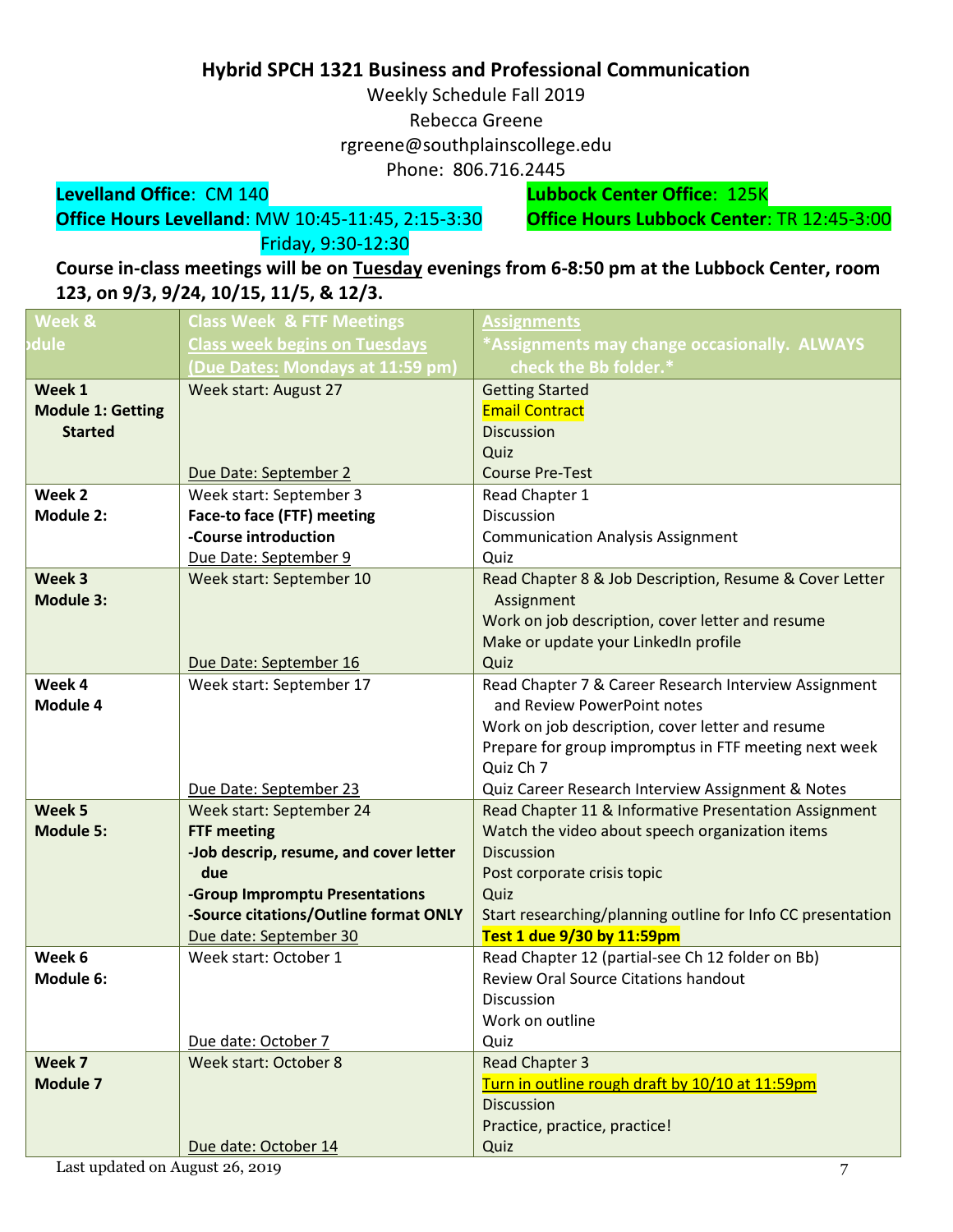**Hybrid SPCH 1321 Business and Professional Communication**

Weekly Schedule Fall 2019

Rebecca Greene

rgreene@southplainscollege.edu

Phone: 806.716.2445

**Levelland Office**: CM 140
**Office Hours Levelland**: MW 10:45-11:45, 2:15-3:30
Friday, 9:30-12:30

**Lubbock Center Office**: 125K
**Office Hours Lubbock Center**: TR 12:45-3:00

**Course in-class meetings will be on Tuesday evenings from 6-8:50 pm at the Lubbock Center, room 123, on 9/3, 9/24, 10/15, 11/5, & 12/3.**

| Week & Module | Class Week & FTF Meetings<br>Class week begins on Tuesdays<br>(Due Dates: Mondays at 11:59 pm) | Assignments<br>*Assignments may change occasionally. ALWAYS check the Bb folder.* |
|---|---|---|
| **Week 1**<br>**Module 1: Getting Started** | Week start: August 27<br><br>Due Date: September 2 | Getting Started<br>Email Contract<br>Discussion<br>Quiz<br>Course Pre-Test |
| **Week 2**<br>**Module 2:** | Week start: September 3<br>**Face-to face (FTF) meeting**<br>**-Course introduction**<br>Due Date: September 9 | Read Chapter 1<br>Discussion<br>Communication Analysis Assignment<br>Quiz |
| **Week 3**<br>**Module 3:** | Week start: September 10<br><br>Due Date: September 16 | Read Chapter 8 & Job Description, Resume & Cover Letter Assignment<br>Work on job description, cover letter and resume<br>Make or update your LinkedIn profile<br>Quiz |
| **Week 4**<br>**Module 4** | Week start: September 17<br><br>Due Date: September 23 | Read Chapter 7 & Career Research Interview Assignment and Review PowerPoint notes<br>Work on job description, cover letter and resume<br>Prepare for group impromptus in FTF meeting next week<br>Quiz Ch 7<br>Quiz Career Research Interview Assignment & Notes |
| **Week 5**<br>**Module 5:** | Week start: September 24<br>**FTF meeting**<br>**-Job descrip, resume, and cover letter due**<br>**-Group Impromptu Presentations**<br>**-Source citations/Outline format ONLY**<br>Due date: September 30 | Read Chapter 11 & Informative Presentation Assignment<br>Watch the video about speech organization items<br>Discussion<br>Post corporate crisis topic<br>Quiz<br>Start researching/planning outline for Info CC presentation<br>**Test 1 due 9/30 by 11:59pm** |
| **Week 6**<br>**Module 6:** | Week start: October 1<br><br>Due date: October 7 | Read Chapter 12 (partial-see Ch 12 folder on Bb)<br>Review Oral Source Citations handout<br>Discussion<br>Work on outline<br>Quiz |
| **Week 7**<br>**Module 7** | Week start: October 8<br><br>Due date: October 14 | Read Chapter 3<br>Turn in outline rough draft by 10/10 at 11:59pm<br>Discussion<br>Practice, practice, practice!<br>Quiz |

Last updated on August 26, 2019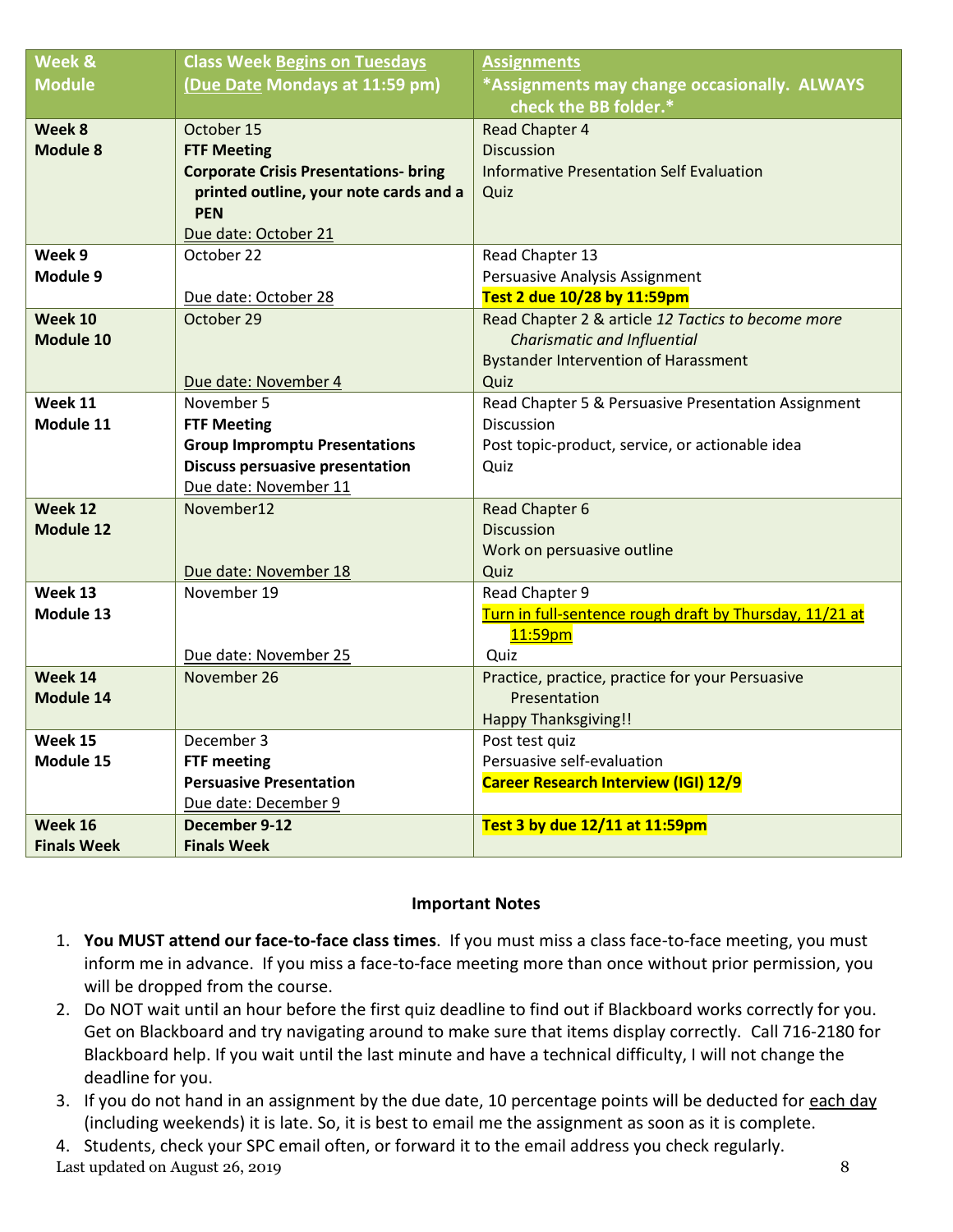| Week & Module | Class Week Begins on Tuesdays (Due Date Mondays at 11:59 pm) | Assignments *Assignments may change occasionally. ALWAYS check the BB folder.* |
|---|---|---|
| **Week 8** **Module 8** | October 15<br>**FTF Meeting**<br>**Corporate Crisis Presentations- bring printed outline, your note cards and a PEN**<br>Due date: October 21 | Read Chapter 4<br>Discussion<br>Informative Presentation Self Evaluation<br>Quiz |
| **Week 9** **Module 9** | October 22<br><br>Due date: October 28 | Read Chapter 13<br>Persuasive Analysis Assignment<br>**Test 2 due 10/28 by 11:59pm** |
| **Week 10** **Module 10** | October 29<br><br>Due date: November 4 | Read Chapter 2 & article *12 Tactics to become more Charismatic and Influential*<br>Bystander Intervention of Harassment<br>Quiz |
| **Week 11** **Module 11** | November 5<br>**FTF Meeting**<br>**Group Impromptu Presentations**<br>**Discuss persuasive presentation**<br>Due date: November 11 | Read Chapter 5 & Persuasive Presentation Assignment<br>Discussion<br>Post topic-product, service, or actionable idea<br>Quiz |
| **Week 12** **Module 12** | November12<br><br>Due date: November 18 | Read Chapter 6<br>Discussion<br>Work on persuasive outline<br>Quiz |
| **Week 13** **Module 13** | November 19<br><br>Due date: November 25 | Read Chapter 9<br>Turn in full-sentence rough draft by Thursday, 11/21 at 11:59pm<br>Quiz |
| **Week 14** **Module 14** | November 26 | Practice, practice, practice for your Persuasive Presentation<br>Happy Thanksgiving!! |
| **Week 15** **Module 15** | December 3<br>**FTF meeting**<br>**Persuasive Presentation**<br>Due date: December 9 | Post test quiz<br>Persuasive self-evaluation<br>**Career Research Interview (IGI) 12/9** |
| **Week 16** **Finals Week** | **December 9-12** **Finals Week** | **Test 3 by due 12/11 at 11:59pm** |

**Important Notes**

1. **You MUST attend our face-to-face class times**. If you must miss a class face-to-face meeting, you must inform me in advance. If you miss a face-to-face meeting more than once without prior permission, you will be dropped from the course.
2. Do NOT wait until an hour before the first quiz deadline to find out if Blackboard works correctly for you. Get on Blackboard and try navigating around to make sure that items display correctly. Call 716-2180 for Blackboard help. If you wait until the last minute and have a technical difficulty, I will not change the deadline for you.
3. If you do not hand in an assignment by the due date, 10 percentage points will be deducted for each day (including weekends) it is late. So, it is best to email me the assignment as soon as it is complete.
4. Students, check your SPC email often, or forward it to the email address you check regularly.

Last updated on August 26, 2019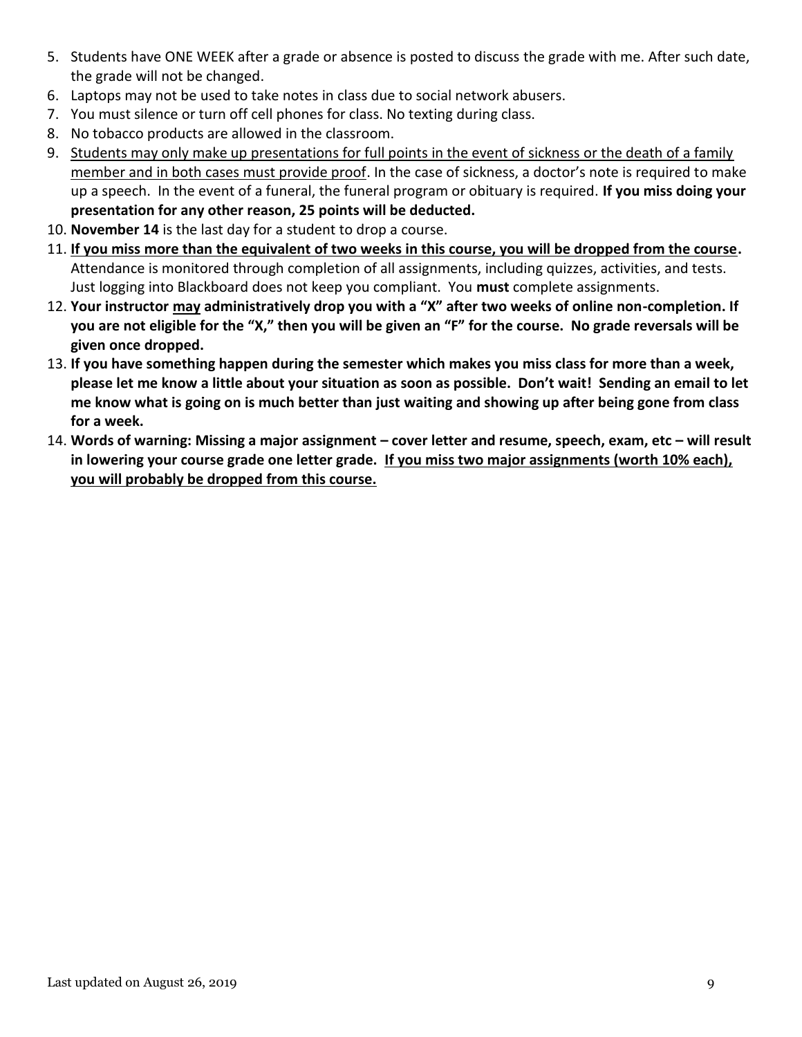5. Students have ONE WEEK after a grade or absence is posted to discuss the grade with me. After such date, the grade will not be changed.
6. Laptops may not be used to take notes in class due to social network abusers.
7. You must silence or turn off cell phones for class. No texting during class.
8. No tobacco products are allowed in the classroom.
9. <u>Students may only make up presentations for full points in the event of sickness or the death of a family member and in both cases must provide proof</u>. In the case of sickness, a doctor's note is required to make up a speech. In the event of a funeral, the funeral program or obituary is required. **If you miss doing your presentation for any other reason, 25 points will be deducted.**
10. **November 14** is the last day for a student to drop a course.
11. **<u>If you miss more than the equivalent of two weeks in this course, you will be dropped from the course</u>.** Attendance is monitored through completion of all assignments, including quizzes, activities, and tests. Just logging into Blackboard does not keep you compliant. You **must** complete assignments.
12. **Your instructor <u>may</u> administratively drop you with a "X" after two weeks of online non-completion. If you are not eligible for the "X," then you will be given an "F" for the course. No grade reversals will be given once dropped.**
13. **If you have something happen during the semester which makes you miss class for more than a week, please let me know a little about your situation as soon as possible. Don't wait! Sending an email to let me know what is going on is much better than just waiting and showing up after being gone from class for a week.**
14. **Words of warning: Missing a major assignment – cover letter and resume, speech, exam, etc – will result in lowering your course grade one letter grade. <u>If you miss two major assignments (worth 10% each), you will probably be dropped from this course.</u>**

Last updated on August 26, 2019